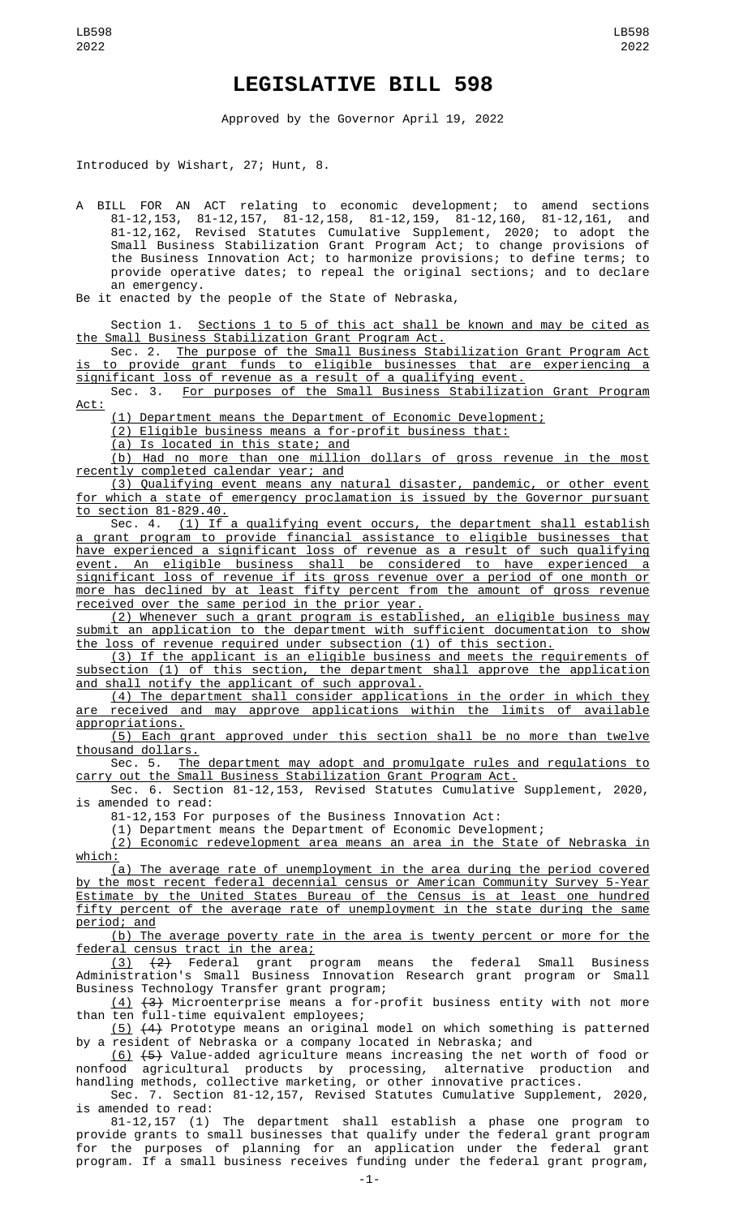# LEGISLATIVE BILL 598

Approved by the Governor April 19, 2022

Introduced by Wishart, 27; Hunt, 8.

A BILL FOR AN ACT relating to economic development; to amend sections 81-12,153, 81-12,157, 81-12,158, 81-12,159, 81-12,160, 81-12,161, and 81-12,162, Revised Statutes Cumulative Supplement, 2020; to adopt the Small Business Stabilization Grant Program Act; to change provisions of the Business Innovation Act; to harmonize provisions; to define terms; to provide operative dates; to repeal the original sections; and to declare an emergency.

Be it enacted by the people of the State of Nebraska,

Section 1. Sections 1 to 5 of this act shall be known and may be cited as the Small Business Stabilization Grant Program Act.

Sec. 2. The purpose of the Small Business Stabilization Grant Program Act is to provide grant funds to eligible businesses that are experiencing a significant loss of revenue as a result of a qualifying event.

Sec. 3. For purposes of the Small Business Stabilization Grant Program Act:

(1) Department means the Department of Economic Development;

(2) Eligible business means a for-profit business that:

(a) Is located in this state; and

(b) Had no more than one million dollars of gross revenue in the most recently completed calendar year; and

(3) Qualifying event means any natural disaster, pandemic, or other event for which a state of emergency proclamation is issued by the Governor pursuant to section 81-829.40.

Sec. 4. (1) If a qualifying event occurs, the department shall establish a grant program to provide financial assistance to eligible businesses that have experienced a significant loss of revenue as a result of such qualifying event. An eligible business shall be considered to have experienced a significant loss of revenue if its gross revenue over a period of one month or more has declined by at least fifty percent from the amount of gross revenue received over the same period in the prior year.

(2) Whenever such a grant program is established, an eligible business may submit an application to the department with sufficient documentation to show the loss of revenue required under subsection (1) of this section.

(3) If the applicant is an eligible business and meets the requirements of subsection (1) of this section, the department shall approve the application and shall notify the applicant of such approval.

(4) The department shall consider applications in the order in which they are received and may approve applications within the limits of available appropriations.

(5) Each grant approved under this section shall be no more than twelve thousand dollars.

Sec. 5. The department may adopt and promulgate rules and regulations to carry out the Small Business Stabilization Grant Program Act.

Sec. 6. Section 81-12,153, Revised Statutes Cumulative Supplement, 2020, is amended to read:

81-12,153 For purposes of the Business Innovation Act:

(1) Department means the Department of Economic Development;

(2) Economic redevelopment area means an area in the State of Nebraska in which:

(a) The average rate of unemployment in the area during the period covered by the most recent federal decennial census or American Community Survey 5-Year Estimate by the United States Bureau of the Census is at least one hundred fifty percent of the average rate of unemployment in the state during the same period; and

(b) The average poverty rate in the area is twenty percent or more for the federal census tract in the area;

(3) ~~(2)~~ Federal grant program means the federal Small Business Administration's Small Business Innovation Research grant program or Small Business Technology Transfer grant program;

(4) ~~(3)~~ Microenterprise means a for-profit business entity with not more than ten full-time equivalent employees;

(5) ~~(4)~~ Prototype means an original model on which something is patterned by a resident of Nebraska or a company located in Nebraska; and

(6) ~~(5)~~ Value-added agriculture means increasing the net worth of food or nonfood agricultural products by processing, alternative production and handling methods, collective marketing, or other innovative practices.

Sec. 7. Section 81-12,157, Revised Statutes Cumulative Supplement, 2020, is amended to read:

81-12,157 (1) The department shall establish a phase one program to provide grants to small businesses that qualify under the federal grant program for the purposes of planning for an application under the federal grant program. If a small business receives funding under the federal grant program,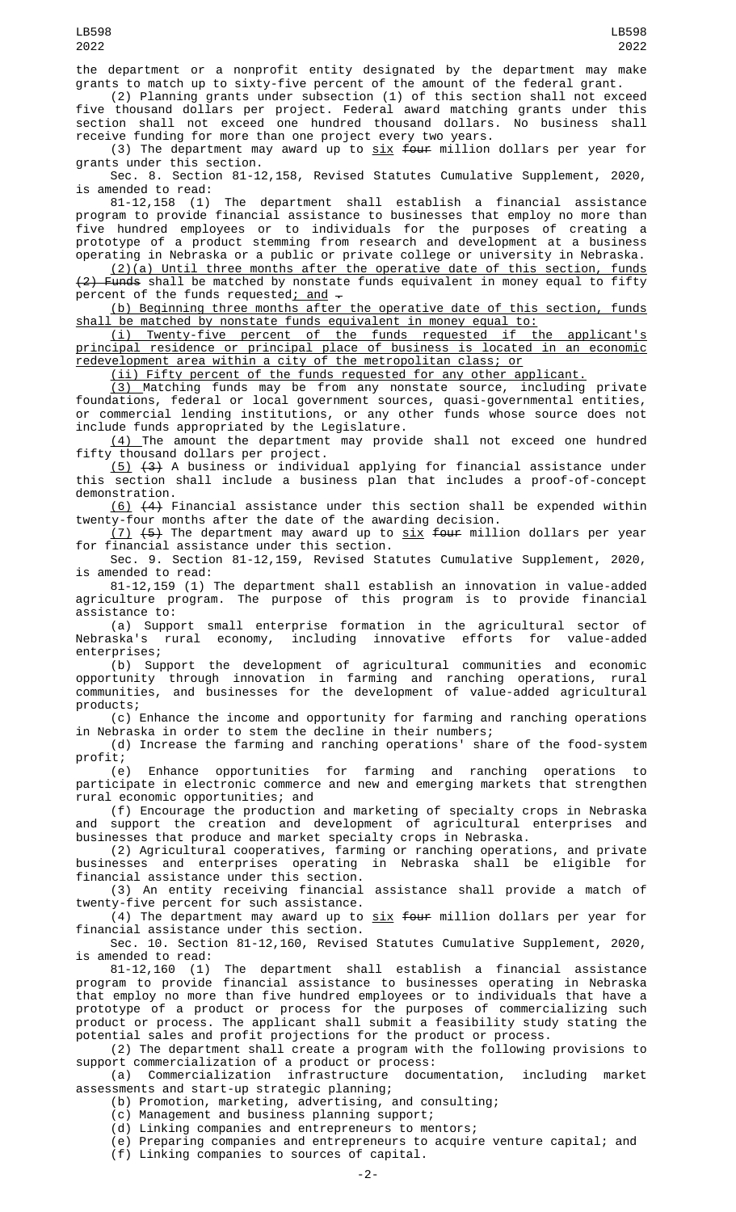the department or a nonprofit entity designated by the department may make grants to match up to sixty-five percent of the amount of the federal grant.

(2) Planning grants under subsection (1) of this section shall not exceed five thousand dollars per project. Federal award matching grants under this section shall not exceed one hundred thousand dollars. No business shall receive funding for more than one project every two years.

(3) The department may award up to six ~~four~~ million dollars per year for grants under this section.

Sec. 8. Section 81-12,158, Revised Statutes Cumulative Supplement, 2020, is amended to read:

81-12,158 (1) The department shall establish a financial assistance program to provide financial assistance to businesses that employ no more than five hundred employees or to individuals for the purposes of creating a prototype of a product stemming from research and development at a business operating in Nebraska or a public or private college or university in Nebraska.

(2)(a) Until three months after the operative date of this section, funds ~~(2) Funds~~ shall be matched by nonstate funds equivalent in money equal to fifty percent of the funds requested; and ~~.~~

(b) Beginning three months after the operative date of this section, funds shall be matched by nonstate funds equivalent in money equal to:

(i) Twenty-five percent of the funds requested if the applicant's principal residence or principal place of business is located in an economic redevelopment area within a city of the metropolitan class; or

(ii) Fifty percent of the funds requested for any other applicant.

(3) Matching funds may be from any nonstate source, including private foundations, federal or local government sources, quasi-governmental entities, or commercial lending institutions, or any other funds whose source does not include funds appropriated by the Legislature.

(4) The amount the department may provide shall not exceed one hundred fifty thousand dollars per project.

(5) ~~(3)~~ A business or individual applying for financial assistance under this section shall include a business plan that includes a proof-of-concept demonstration.

(6) ~~(4)~~ Financial assistance under this section shall be expended within twenty-four months after the date of the awarding decision.

(7) ~~(5)~~ The department may award up to six ~~four~~ million dollars per year for financial assistance under this section.

Sec. 9. Section 81-12,159, Revised Statutes Cumulative Supplement, 2020, is amended to read:

81-12,159 (1) The department shall establish an innovation in value-added agriculture program. The purpose of this program is to provide financial assistance to:

(a) Support small enterprise formation in the agricultural sector of Nebraska's rural economy, including innovative efforts for value-added enterprises;

(b) Support the development of agricultural communities and economic opportunity through innovation in farming and ranching operations, rural communities, and businesses for the development of value-added agricultural products;

(c) Enhance the income and opportunity for farming and ranching operations in Nebraska in order to stem the decline in their numbers;

(d) Increase the farming and ranching operations' share of the food-system profit;

(e) Enhance opportunities for farming and ranching operations to participate in electronic commerce and new and emerging markets that strengthen rural economic opportunities; and

(f) Encourage the production and marketing of specialty crops in Nebraska and support the creation and development of agricultural enterprises and businesses that produce and market specialty crops in Nebraska.

(2) Agricultural cooperatives, farming or ranching operations, and private businesses and enterprises operating in Nebraska shall be eligible for financial assistance under this section.

(3) An entity receiving financial assistance shall provide a match of twenty-five percent for such assistance.

(4) The department may award up to six ~~four~~ million dollars per year for financial assistance under this section.

Sec. 10. Section 81-12,160, Revised Statutes Cumulative Supplement, 2020, is amended to read:

81-12,160 (1) The department shall establish a financial assistance program to provide financial assistance to businesses operating in Nebraska that employ no more than five hundred employees or to individuals that have a prototype of a product or process for the purposes of commercializing such product or process. The applicant shall submit a feasibility study stating the potential sales and profit projections for the product or process.

(2) The department shall create a program with the following provisions to support commercialization of a product or process:

(a) Commercialization infrastructure documentation, including market assessments and start-up strategic planning;

(b) Promotion, marketing, advertising, and consulting;

(c) Management and business planning support;

(d) Linking companies and entrepreneurs to mentors;

(e) Preparing companies and entrepreneurs to acquire venture capital; and

(f) Linking companies to sources of capital.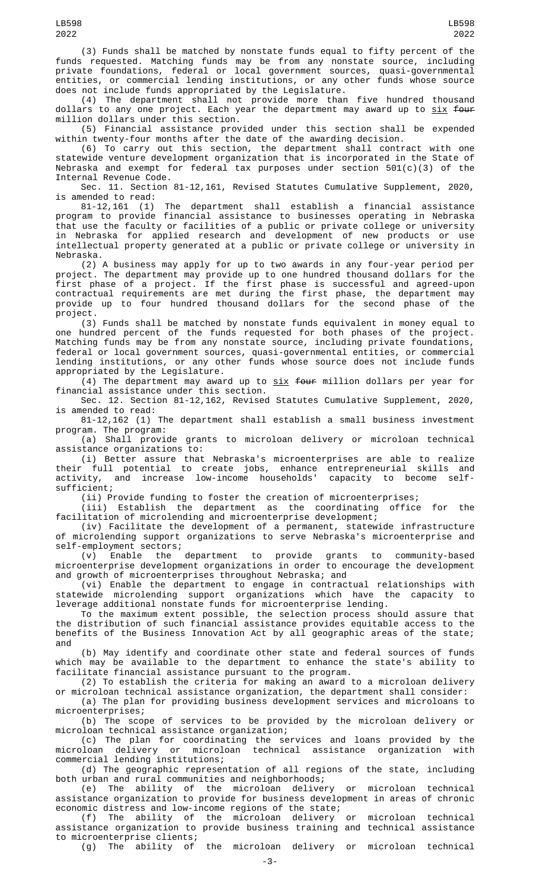(3) Funds shall be matched by nonstate funds equal to fifty percent of the funds requested. Matching funds may be from any nonstate source, including private foundations, federal or local government sources, quasi-governmental entities, or commercial lending institutions, or any other funds whose source does not include funds appropriated by the Legislature.

(4) The department shall not provide more than five hundred thousand dollars to any one project. Each year the department may award up to six ~~four~~ million dollars under this section.

(5) Financial assistance provided under this section shall be expended within twenty-four months after the date of the awarding decision.

(6) To carry out this section, the department shall contract with one statewide venture development organization that is incorporated in the State of Nebraska and exempt for federal tax purposes under section 501(c)(3) of the Internal Revenue Code.

Sec. 11. Section 81-12,161, Revised Statutes Cumulative Supplement, 2020, is amended to read:

81-12,161 (1) The department shall establish a financial assistance program to provide financial assistance to businesses operating in Nebraska that use the faculty or facilities of a public or private college or university in Nebraska for applied research and development of new products or use intellectual property generated at a public or private college or university in Nebraska.

(2) A business may apply for up to two awards in any four-year period per project. The department may provide up to one hundred thousand dollars for the first phase of a project. If the first phase is successful and agreed-upon contractual requirements are met during the first phase, the department may provide up to four hundred thousand dollars for the second phase of the project.

(3) Funds shall be matched by nonstate funds equivalent in money equal to one hundred percent of the funds requested for both phases of the project. Matching funds may be from any nonstate source, including private foundations, federal or local government sources, quasi-governmental entities, or commercial lending institutions, or any other funds whose source does not include funds appropriated by the Legislature.

(4) The department may award up to six ~~four~~ million dollars per year for financial assistance under this section.

Sec. 12. Section 81-12,162, Revised Statutes Cumulative Supplement, 2020, is amended to read:

81-12,162 (1) The department shall establish a small business investment program. The program:

(a) Shall provide grants to microloan delivery or microloan technical assistance organizations to:

(i) Better assure that Nebraska's microenterprises are able to realize their full potential to create jobs, enhance entrepreneurial skills and activity, and increase low-income households' capacity to become self-sufficient;

(ii) Provide funding to foster the creation of microenterprises;

(iii) Establish the department as the coordinating office for the facilitation of microlending and microenterprise development;

(iv) Facilitate the development of a permanent, statewide infrastructure of microlending support organizations to serve Nebraska's microenterprise and self-employment sectors;

(v) Enable the department to provide grants to community-based microenterprise development organizations in order to encourage the development and growth of microenterprises throughout Nebraska; and

(vi) Enable the department to engage in contractual relationships with statewide microlending support organizations which have the capacity to leverage additional nonstate funds for microenterprise lending.

To the maximum extent possible, the selection process should assure that the distribution of such financial assistance provides equitable access to the benefits of the Business Innovation Act by all geographic areas of the state; and

(b) May identify and coordinate other state and federal sources of funds which may be available to the department to enhance the state's ability to facilitate financial assistance pursuant to the program.

(2) To establish the criteria for making an award to a microloan delivery or microloan technical assistance organization, the department shall consider:

(a) The plan for providing business development services and microloans to microenterprises;

(b) The scope of services to be provided by the microloan delivery or microloan technical assistance organization;

(c) The plan for coordinating the services and loans provided by the microloan delivery or microloan technical assistance organization with commercial lending institutions;

(d) The geographic representation of all regions of the state, including both urban and rural communities and neighborhoods;

(e) The ability of the microloan delivery or microloan technical assistance organization to provide for business development in areas of chronic economic distress and low-income regions of the state;

(f) The ability of the microloan delivery or microloan technical assistance organization to provide business training and technical assistance to microenterprise clients;

(g) The ability of the microloan delivery or microloan technical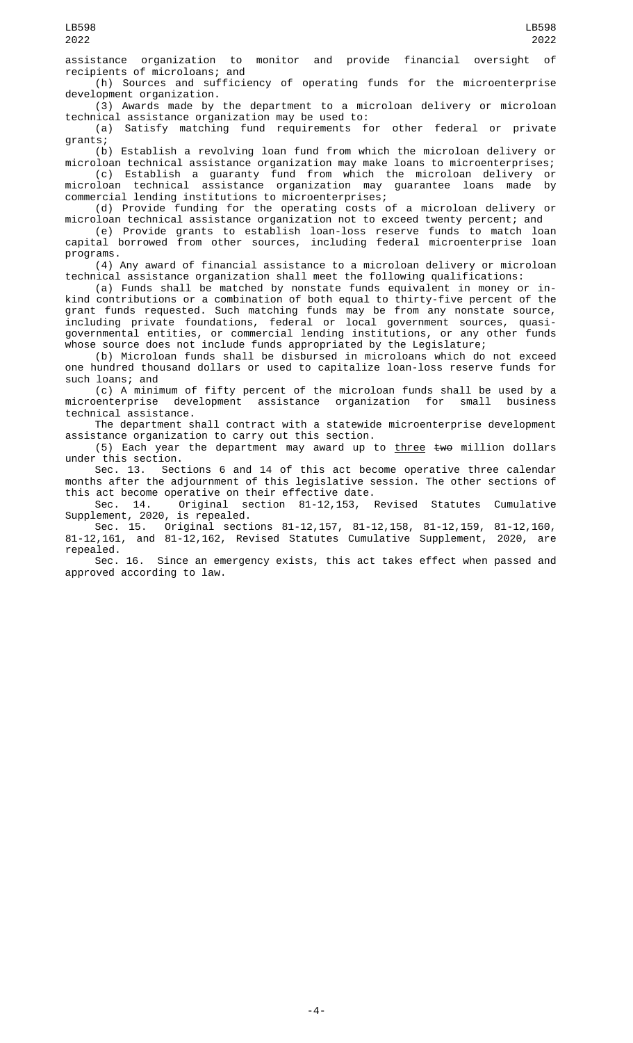assistance organization to monitor and provide financial oversight of recipients of microloans; and

(h) Sources and sufficiency of operating funds for the microenterprise development organization.

(3) Awards made by the department to a microloan delivery or microloan technical assistance organization may be used to:

(a) Satisfy matching fund requirements for other federal or private grants;

(b) Establish a revolving loan fund from which the microloan delivery or microloan technical assistance organization may make loans to microenterprises;

(c) Establish a guaranty fund from which the microloan delivery or microloan technical assistance organization may guarantee loans made by commercial lending institutions to microenterprises;

(d) Provide funding for the operating costs of a microloan delivery or microloan technical assistance organization not to exceed twenty percent; and

(e) Provide grants to establish loan-loss reserve funds to match loan capital borrowed from other sources, including federal microenterprise loan programs.

(4) Any award of financial assistance to a microloan delivery or microloan technical assistance organization shall meet the following qualifications:

(a) Funds shall be matched by nonstate funds equivalent in money or in-kind contributions or a combination of both equal to thirty-five percent of the grant funds requested. Such matching funds may be from any nonstate source, including private foundations, federal or local government sources, quasi-governmental entities, or commercial lending institutions, or any other funds whose source does not include funds appropriated by the Legislature;

(b) Microloan funds shall be disbursed in microloans which do not exceed one hundred thousand dollars or used to capitalize loan-loss reserve funds for such loans; and

(c) A minimum of fifty percent of the microloan funds shall be used by a microenterprise development assistance organization for small business technical assistance.

The department shall contract with a statewide microenterprise development assistance organization to carry out this section.

(5) Each year the department may award up to <u>three</u> ~~two~~ million dollars under this section.

Sec. 13. Sections 6 and 14 of this act become operative three calendar months after the adjournment of this legislative session. The other sections of this act become operative on their effective date.

Sec. 14. Original section 81-12,153, Revised Statutes Cumulative Supplement, 2020, is repealed.

Sec. 15. Original sections 81-12,157, 81-12,158, 81-12,159, 81-12,160, 81-12,161, and 81-12,162, Revised Statutes Cumulative Supplement, 2020, are repealed.

Sec. 16. Since an emergency exists, this act takes effect when passed and approved according to law.